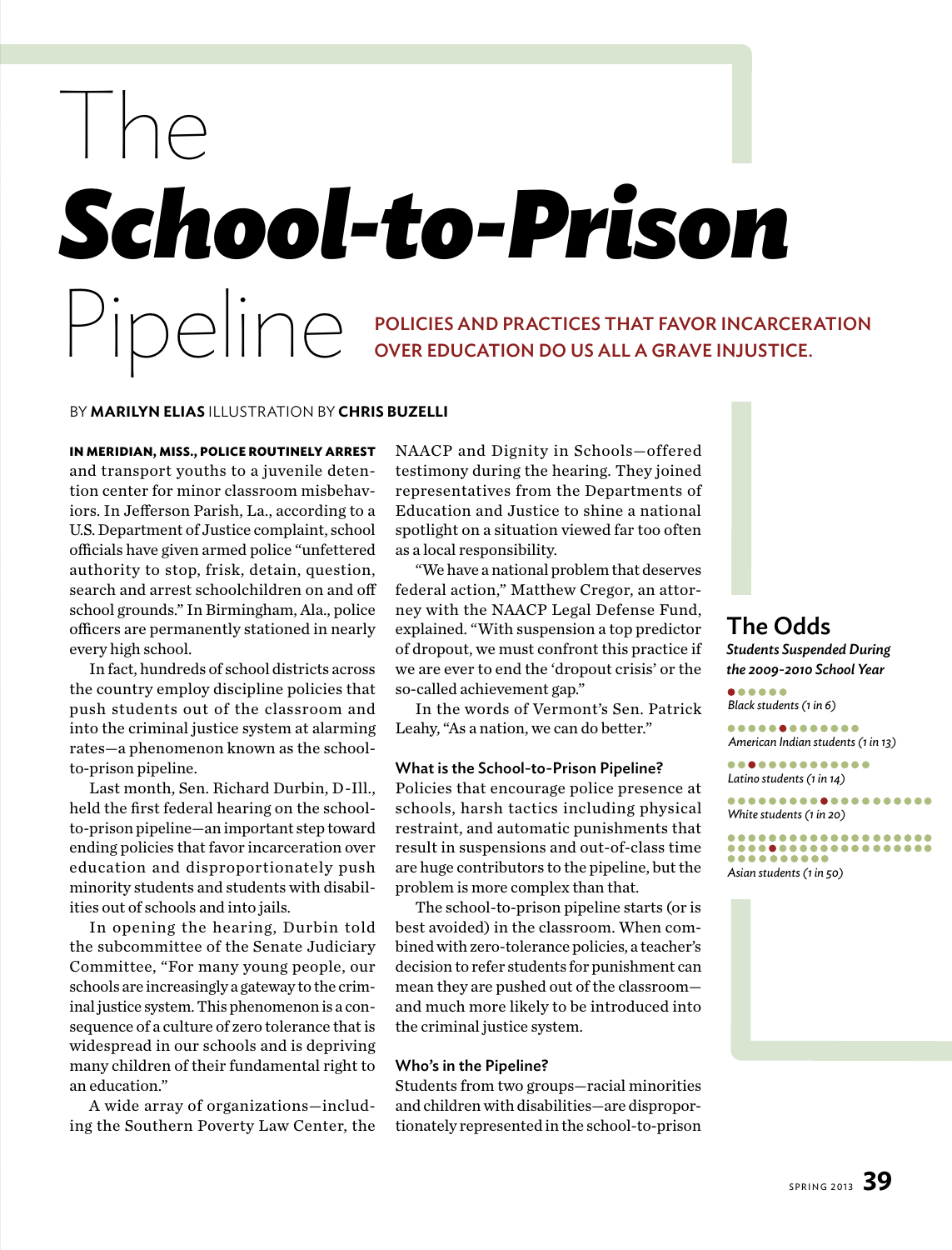# The *School-to-Prison* Pipeline

**POLICIES AND PRACTICES THAT FAVOR INCARCERATION OVER EDUCATION DO US ALL A GRAVE INJUSTICE.**

BY **MARILYN ELIAS** ILLUSTRATION BY **CHRIS BUZELLI**

**IN MERIDIAN, MISS., POLICE ROUTINELY ARREST** and transport youths to a juvenile detention center for minor classroom misbehaviors. In Jefferson Parish, La., according to a U.S. Department of Justice complaint, school officials have given armed police "unfettered authority to stop, frisk, detain, question, search and arrest schoolchildren on and off school grounds." In Birmingham, Ala., police officers are permanently stationed in nearly every high school.

In fact, hundreds of school districts across the country employ discipline policies that push students out of the classroom and into the criminal justice system at alarming rates—a phenomenon known as the school-to-prison pipeline.

Last month, Sen. Richard Durbin, D-Ill., held the first federal hearing on the school-to-prison pipeline—an important step toward ending policies that favor incarceration over education and disproportionately push minority students and students with disabilities out of schools and into jails.

In opening the hearing, Durbin told the subcommittee of the Senate Judiciary Committee, "For many young people, our schools are increasingly a gateway to the criminal justice system. This phenomenon is a consequence of a culture of zero tolerance that is widespread in our schools and is depriving many children of their fundamental right to an education."

A wide array of organizations—including the Southern Poverty Law Center, the NAACP and Dignity in Schools—offered testimony during the hearing. They joined representatives from the Departments of Education and Justice to shine a national spotlight on a situation viewed far too often as a local responsibility.

"We have a national problem that deserves federal action," Matthew Cregor, an attorney with the NAACP Legal Defense Fund, explained. "With suspension a top predictor of dropout, we must confront this practice if we are ever to end the 'dropout crisis' or the so-called achievement gap."

In the words of Vermont's Sen. Patrick Leahy, "As a nation, we can do better."

### What is the School-to-Prison Pipeline?

Policies that encourage police presence at schools, harsh tactics including physical restraint, and automatic punishments that result in suspensions and out-of-class time are huge contributors to the pipeline, but the problem is more complex than that.

The school-to-prison pipeline starts (or is best avoided) in the classroom. When combined with zero-tolerance policies, a teacher's decision to refer students for punishment can mean they are pushed out of the classroom—and much more likely to be introduced into the criminal justice system.

### Who's in the Pipeline?

Students from two groups—racial minorities and children with disabilities—are disproportionately represented in the school-to-prison

## The Odds

***Students Suspended During the 2009-2010 School Year***

*Black students (1 in 6)*

*American Indian students (1 in 13)*

*Latino students (1 in 14)*

*White students (1 in 20)*

*Asian students (1 in 50)*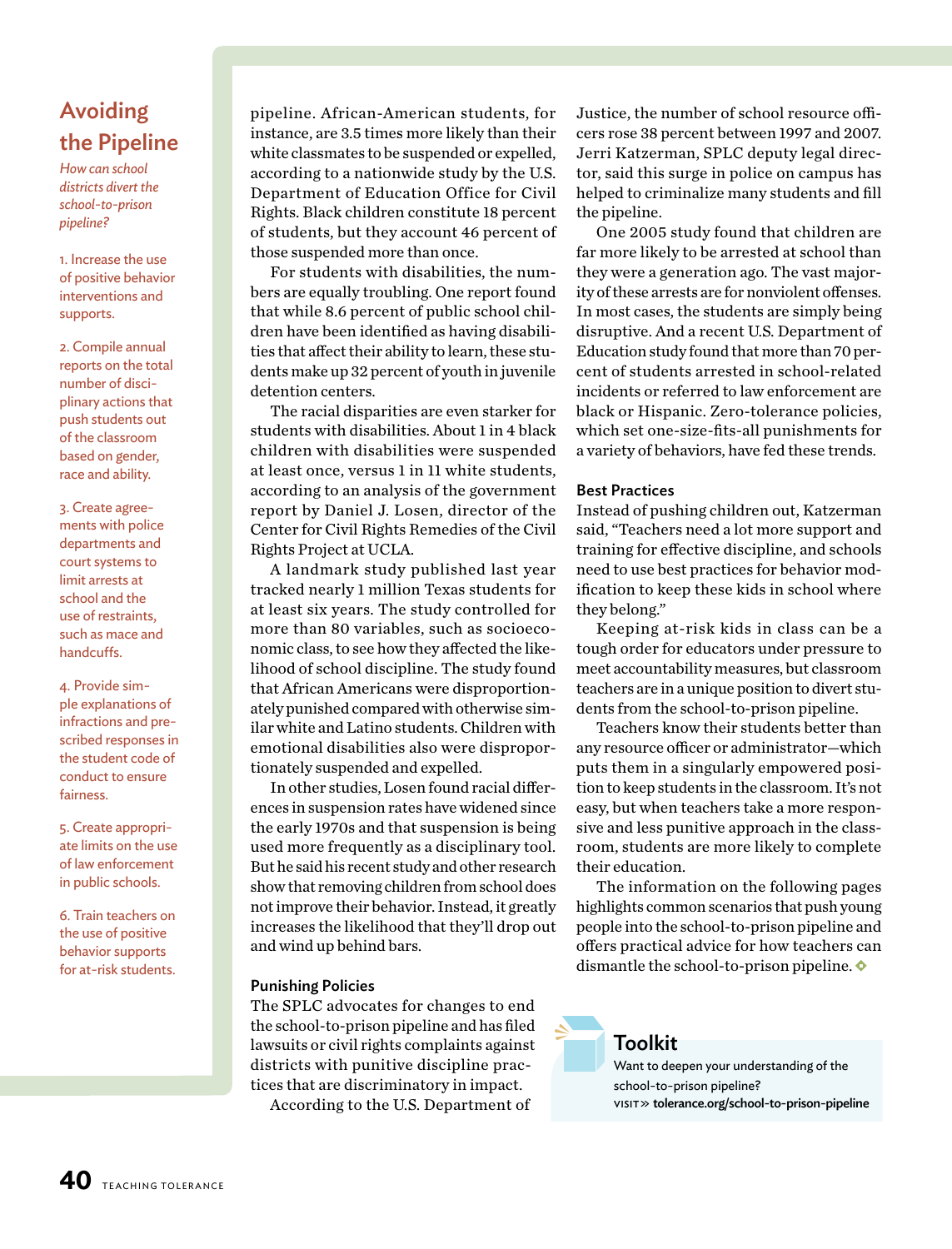## Avoiding the Pipeline

*How can school districts divert the school-to-prison pipeline?*

1. Increase the use of positive behavior interventions and supports.

2. Compile annual reports on the total number of disciplinary actions that push students out of the classroom based on gender, race and ability.

3. Create agreements with police departments and court systems to limit arrests at school and the use of restraints, such as mace and handcuffs.

4. Provide simple explanations of infractions and prescribed responses in the student code of conduct to ensure fairness.

5. Create appropriate limits on the use of law enforcement in public schools.

6. Train teachers on the use of positive behavior supports for at-risk students.

pipeline. African-American students, for instance, are 3.5 times more likely than their white classmates to be suspended or expelled, according to a nationwide study by the U.S. Department of Education Office for Civil Rights. Black children constitute 18 percent of students, but they account 46 percent of those suspended more than once.

For students with disabilities, the numbers are equally troubling. One report found that while 8.6 percent of public school children have been identified as having disabilities that affect their ability to learn, these students make up 32 percent of youth in juvenile detention centers.

The racial disparities are even starker for students with disabilities. About 1 in 4 black children with disabilities were suspended at least once, versus 1 in 11 white students, according to an analysis of the government report by Daniel J. Losen, director of the Center for Civil Rights Remedies of the Civil Rights Project at UCLA.

A landmark study published last year tracked nearly 1 million Texas students for at least six years. The study controlled for more than 80 variables, such as socioeconomic class, to see how they affected the likelihood of school discipline. The study found that African Americans were disproportionately punished compared with otherwise similar white and Latino students. Children with emotional disabilities also were disproportionately suspended and expelled.

In other studies, Losen found racial differences in suspension rates have widened since the early 1970s and that suspension is being used more frequently as a disciplinary tool. But he said his recent study and other research show that removing children from school does not improve their behavior. Instead, it greatly increases the likelihood that they'll drop out and wind up behind bars.

### Punishing Policies

The SPLC advocates for changes to end the school-to-prison pipeline and has filed lawsuits or civil rights complaints against districts with punitive discipline practices that are discriminatory in impact.

According to the U.S. Department of Justice, the number of school resource officers rose 38 percent between 1997 and 2007. Jerri Katzerman, SPLC deputy legal director, said this surge in police on campus has helped to criminalize many students and fill the pipeline.

One 2005 study found that children are far more likely to be arrested at school than they were a generation ago. The vast majority of these arrests are for nonviolent offenses. In most cases, the students are simply being disruptive. And a recent U.S. Department of Education study found that more than 70 percent of students arrested in school-related incidents or referred to law enforcement are black or Hispanic. Zero-tolerance policies, which set one-size-fits-all punishments for a variety of behaviors, have fed these trends.

### Best Practices

Instead of pushing children out, Katzerman said, "Teachers need a lot more support and training for effective discipline, and schools need to use best practices for behavior modification to keep these kids in school where they belong."

Keeping at-risk kids in class can be a tough order for educators under pressure to meet accountability measures, but classroom teachers are in a unique position to divert students from the school-to-prison pipeline.

Teachers know their students better than any resource officer or administrator—which puts them in a singularly empowered position to keep students in the classroom. It's not easy, but when teachers take a more responsive and less punitive approach in the classroom, students are more likely to complete their education.

The information on the following pages highlights common scenarios that push young people into the school-to-prison pipeline and offers practical advice for how teachers can dismantle the school-to-prison pipeline.

### Toolkit

Want to deepen your understanding of the school-to-prison pipeline?

VISIT» **tolerance.org/school-to-prison-pipeline**